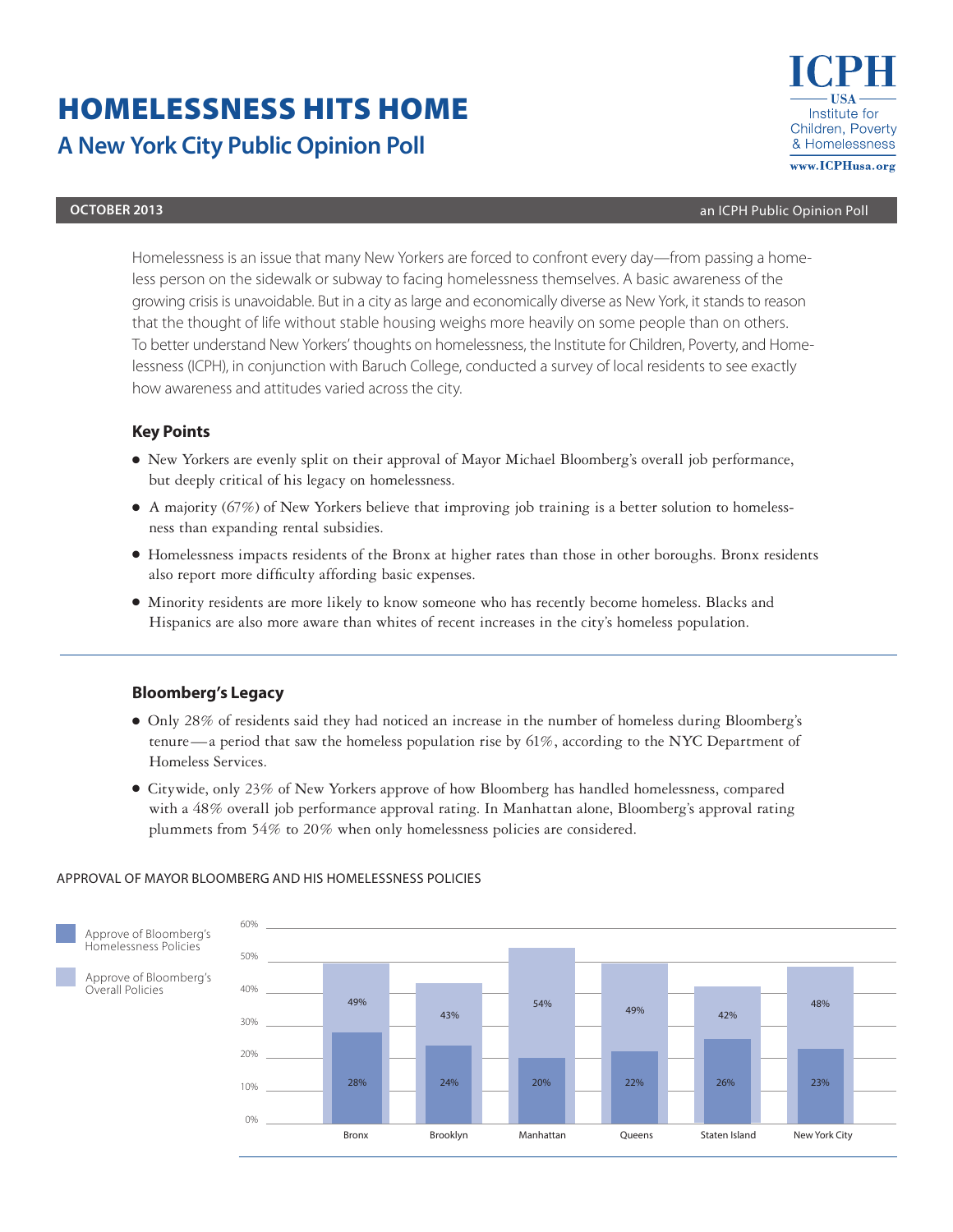# HOMELESSNESS HITS HOME

## A New York City Public Opinion Poll

ICPH USA Institute for Children, Poverty & Homelessness
www.ICPHusa.org

**OCTOBER 2013** — an ICPH Public Opinion Poll

Homelessness is an issue that many New Yorkers are forced to confront every day—from passing a homeless person on the sidewalk or subway to facing homelessness themselves. A basic awareness of the growing crisis is unavoidable. But in a city as large and economically diverse as New York, it stands to reason that the thought of life without stable housing weighs more heavily on some people than on others. To better understand New Yorkers' thoughts on homelessness, the Institute for Children, Poverty, and Homelessness (ICPH), in conjunction with Baruch College, conducted a survey of local residents to see exactly how awareness and attitudes varied across the city.

### Key Points

- New Yorkers are evenly split on their approval of Mayor Michael Bloomberg's overall job performance, but deeply critical of his legacy on homelessness.
- A majority (67%) of New Yorkers believe that improving job training is a better solution to homelessness than expanding rental subsidies.
- Homelessness impacts residents of the Bronx at higher rates than those in other boroughs. Bronx residents also report more difficulty affording basic expenses.
- Minority residents are more likely to know someone who has recently become homeless. Blacks and Hispanics are also more aware than whites of recent increases in the city's homeless population.

### Bloomberg's Legacy

- Only 28% of residents said they had noticed an increase in the number of homeless during Bloomberg's tenure—a period that saw the homeless population rise by 61%, according to the NYC Department of Homeless Services.
- Citywide, only 23% of New Yorkers approve of how Bloomberg has handled homelessness, compared with a 48% overall job performance approval rating. In Manhattan alone, Bloomberg's approval rating plummets from 54% to 20% when only homelessness policies are considered.

APPROVAL OF MAYOR BLOOMBERG AND HIS HOMELESSNESS POLICIES

| | Bronx | Brooklyn | Manhattan | Queens | Staten Island | New York City |
|---|---|---|---|---|---|---|
| Approve of Bloomberg's Homelessness Policies | 28% | 24% | 20% | 22% | 26% | 23% |
| Approve of Bloomberg's Overall Policies | 49% | 43% | 54% | 49% | 42% | 48% |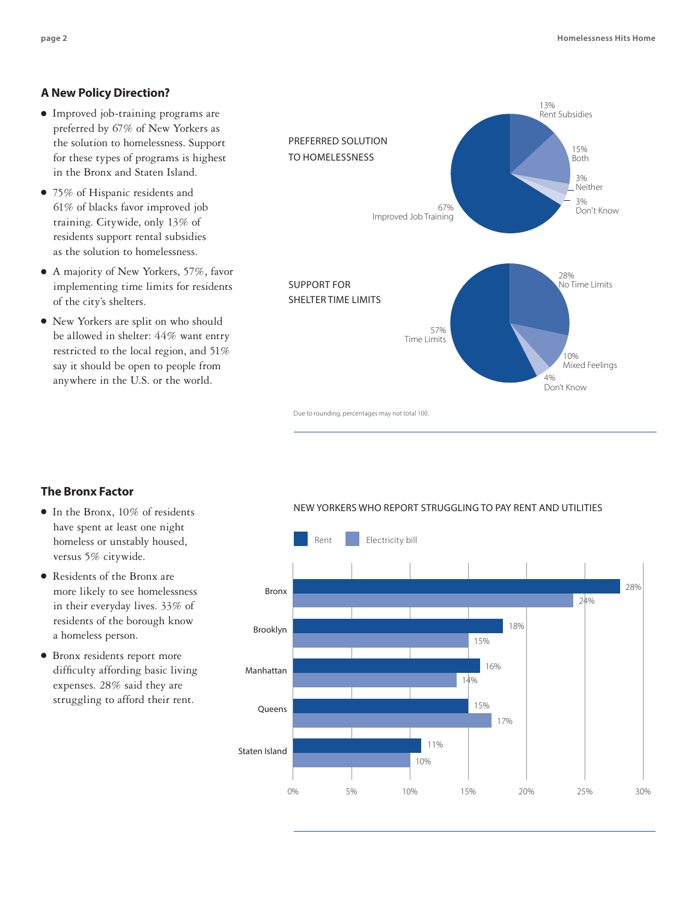## A New Policy Direction?

- Improved job-training programs are preferred by 67% of New Yorkers as the solution to homelessness. Support for these types of programs is highest in the Bronx and Staten Island.
- 75% of Hispanic residents and 61% of blacks favor improved job training. Citywide, only 13% of residents support rental subsidies as the solution to homelessness.
- A majority of New Yorkers, 57%, favor implementing time limits for residents of the city's shelters.
- New Yorkers are split on who should be allowed in shelter: 44% want entry restricted to the local region, and 51% say it should be open to people from anywhere in the U.S. or the world.

PREFERRED SOLUTION TO HOMELESSNESS

| Response | Percent |
| --- | --- |
| Improved Job Training | 67% |
| Rent Subsidies | 13% |
| Both | 15% |
| Neither | 3% |
| Don't Know | 3% |

SUPPORT FOR SHELTER TIME LIMITS

| Response | Percent |
| --- | --- |
| Time Limits | 57% |
| No Time Limits | 28% |
| Mixed Feelings | 10% |
| Don't Know | 4% |

Due to rounding, percentages may not total 100.

## The Bronx Factor

- In the Bronx, 10% of residents have spent at least one night homeless or unstably housed, versus 5% citywide.
- Residents of the Bronx are more likely to see homelessness in their everyday lives. 33% of residents of the borough know a homeless person.
- Bronx residents report more difficulty affording basic living expenses. 28% said they are struggling to afford their rent.

NEW YORKERS WHO REPORT STRUGGLING TO PAY RENT AND UTILITIES

| Borough | Rent | Electricity bill |
| --- | --- | --- |
| Bronx | 28% | 24% |
| Brooklyn | 18% | 15% |
| Manhattan | 16% | 14% |
| Queens | 15% | 17% |
| Staten Island | 11% | 10% |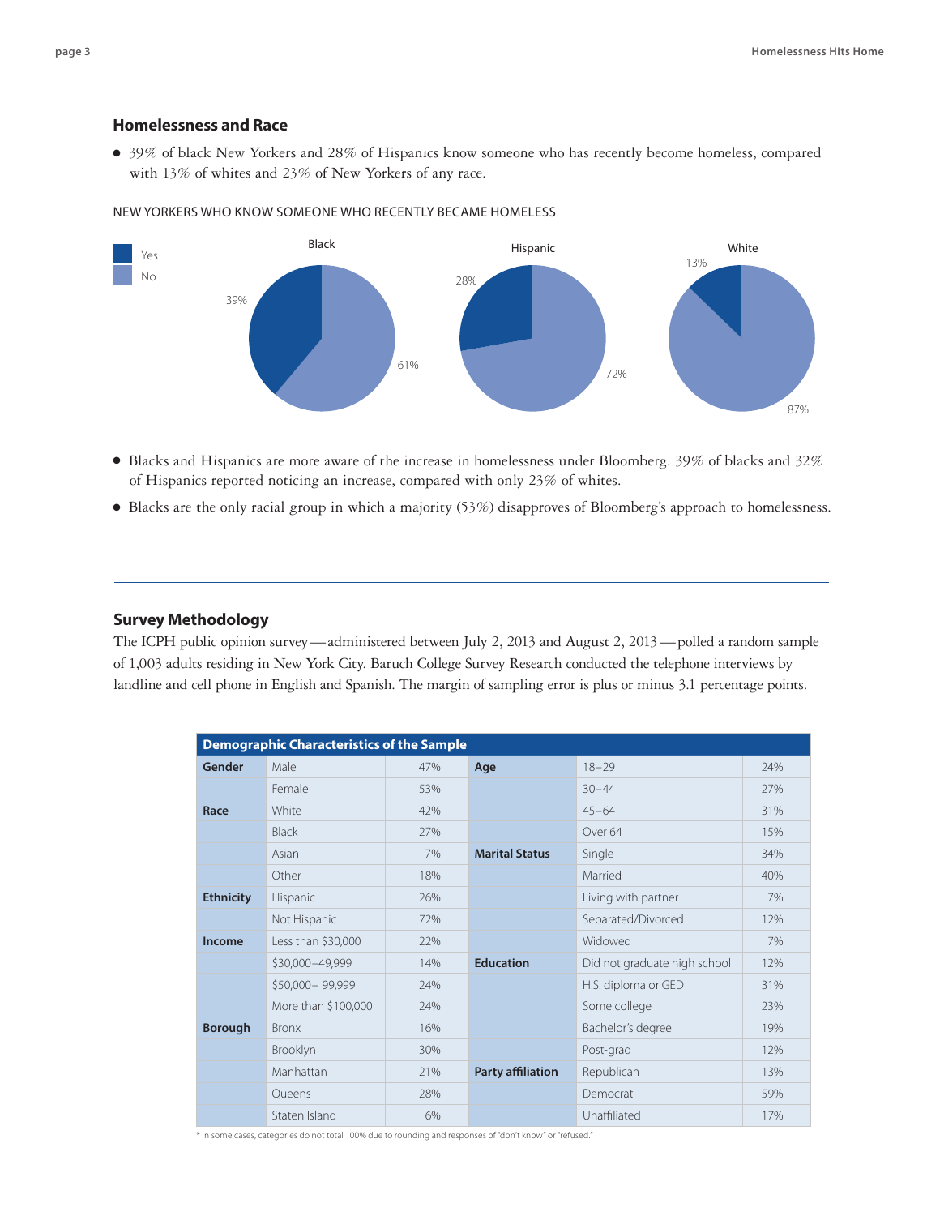## Homelessness and Race

- 39% of black New Yorkers and 28% of Hispanics know someone who has recently become homeless, compared with 13% of whites and 23% of New Yorkers of any race.

NEW YORKERS WHO KNOW SOMEONE WHO RECENTLY BECAME HOMELESS

| | Black | Hispanic | White |
|---|---|---|---|
| Yes | 39% | 28% | 13% |
| No | 61% | 72% | 87% |

- Blacks and Hispanics are more aware of the increase in homelessness under Bloomberg. 39% of blacks and 32% of Hispanics reported noticing an increase, compared with only 23% of whites.
- Blacks are the only racial group in which a majority (53%) disapproves of Bloomberg's approach to homelessness.

## Survey Methodology

The ICPH public opinion survey—administered between July 2, 2013 and August 2, 2013—polled a random sample of 1,003 adults residing in New York City. Baruch College Survey Research conducted the telephone interviews by landline and cell phone in English and Spanish. The margin of sampling error is plus or minus 3.1 percentage points.

| **Demographic Characteristics of the Sample** | | | | | |
|---|---|---|---|---|---|
| **Gender** | Male | 47% | **Age** | 18–29 | 24% |
| | Female | 53% | | 30–44 | 27% |
| **Race** | White | 42% | | 45–64 | 31% |
| | Black | 27% | | Over 64 | 15% |
| | Asian | 7% | **Marital Status** | Single | 34% |
| | Other | 18% | | Married | 40% |
| **Ethnicity** | Hispanic | 26% | | Living with partner | 7% |
| | Not Hispanic | 72% | | Separated/Divorced | 12% |
| **Income** | Less than $30,000 | 22% | | Widowed | 7% |
| | $30,000–49,999 | 14% | **Education** | Did not graduate high school | 12% |
| | $50,000– 99,999 | 24% | | H.S. diploma or GED | 31% |
| | More than $100,000 | 24% | | Some college | 23% |
| **Borough** | Bronx | 16% | | Bachelor's degree | 19% |
| | Brooklyn | 30% | | Post-grad | 12% |
| | Manhattan | 21% | **Party affiliation** | Republican | 13% |
| | Queens | 28% | | Democrat | 59% |
| | Staten Island | 6% | | Unaffiliated | 17% |

* In some cases, categories do not total 100% due to rounding and responses of "don't know" or "refused."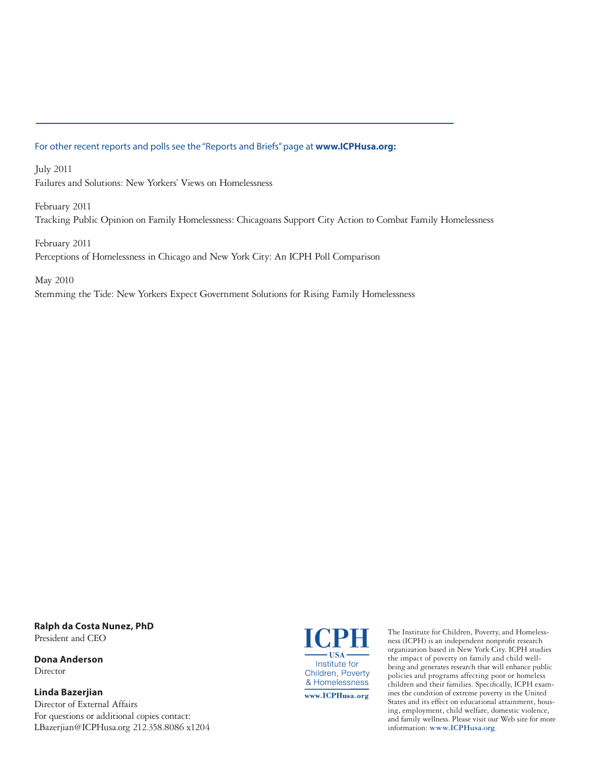For other recent reports and polls see the "Reports and Briefs" page at **www.ICPHusa.org:**

July 2011
Failures and Solutions: New Yorkers' Views on Homelessness

February 2011
Tracking Public Opinion on Family Homelessness: Chicagoans Support City Action to Combat Family Homelessness

February 2011
Perceptions of Homelessness in Chicago and New York City: An ICPH Poll Comparison

May 2010
Stemming the Tide: New Yorkers Expect Government Solutions for Rising Family Homelessness

**Ralph da Costa Nunez, PhD**
President and CEO

**Dona Anderson**
Director

**Linda Bazerjian**
Director of External Affairs
For questions or additional copies contact:
LBazerjian@ICPHusa.org 212.358.8086 x1204

ICPH
USA
Institute for Children, Poverty & Homelessness
www.ICPHusa.org

The Institute for Children, Poverty, and Homelessness (ICPH) is an independent nonprofit research organization based in New York City. ICPH studies the impact of poverty on family and child well-being and generates research that will enhance public policies and programs affecting poor or homeless children and their families. Specifically, ICPH examines the condition of extreme poverty in the United States and its effect on educational attainment, housing, employment, child welfare, domestic violence, and family wellness. Please visit our Web site for more information: **www.ICPHusa.org**.